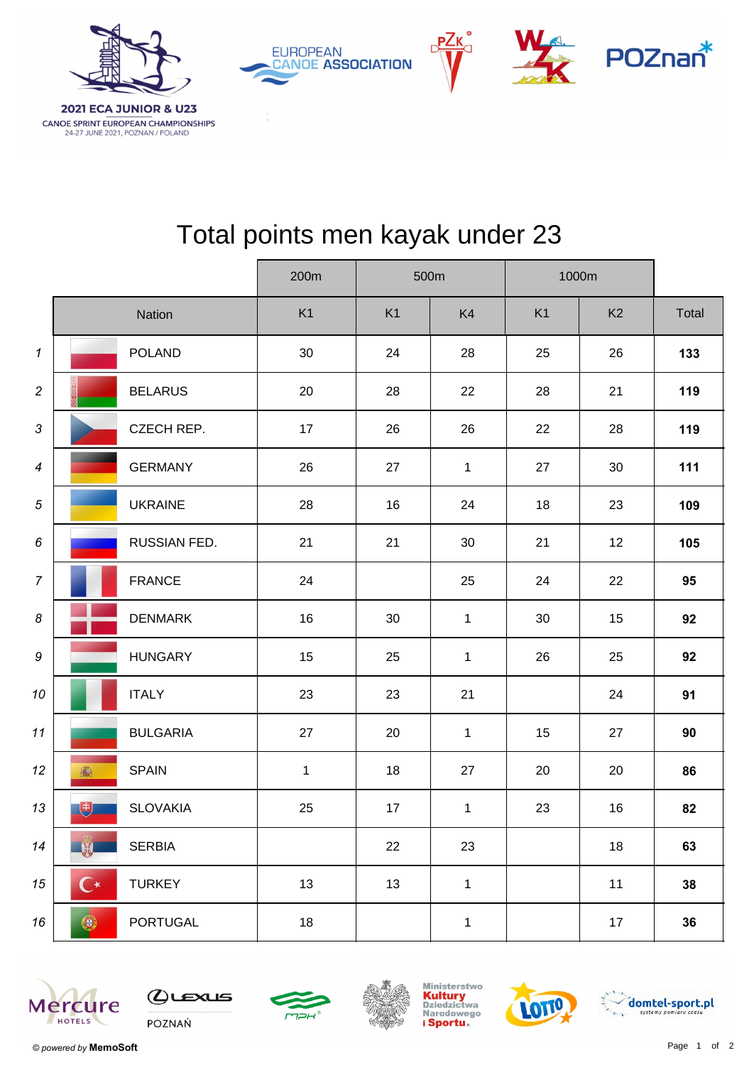2021 ECA JUNIOR & U23

CANOE SPRINT EUROPEAN CHAMPIONSHIPS

24-27 JUNE 2021, POZNAN / POLAND

# Total points men kayak under 23

| | | 200m | 500m | | 1000m | | |
|---|---|---|---|---|---|---|---|
| | Nation | K1 | K1 | K4 | K1 | K2 | Total |
| *1* | POLAND | 30 | 24 | 28 | 25 | 26 | **133** |
| *2* | BELARUS | 20 | 28 | 22 | 28 | 21 | **119** |
| *3* | CZECH REP. | 17 | 26 | 26 | 22 | 28 | **119** |
| *4* | GERMANY | 26 | 27 | 1 | 27 | 30 | **111** |
| *5* | UKRAINE | 28 | 16 | 24 | 18 | 23 | **109** |
| *6* | RUSSIAN FED. | 21 | 21 | 30 | 21 | 12 | **105** |
| *7* | FRANCE | 24 | | 25 | 24 | 22 | **95** |
| *8* | DENMARK | 16 | 30 | 1 | 30 | 15 | **92** |
| *9* | HUNGARY | 15 | 25 | 1 | 26 | 25 | **92** |
| *10* | ITALY | 23 | 23 | 21 | | 24 | **91** |
| *11* | BULGARIA | 27 | 20 | 1 | 15 | 27 | **90** |
| *12* | SPAIN | 1 | 18 | 27 | 20 | 20 | **86** |
| *13* | SLOVAKIA | 25 | 17 | 1 | 23 | 16 | **82** |
| *14* | SERBIA | | 22 | 23 | | 18 | **63** |
| *15* | TURKEY | 13 | 13 | 1 | | 11 | **38** |
| *16* | PORTUGAL | 18 | | 1 | | 17 | **36** |

© *powered by* **MemoSoft**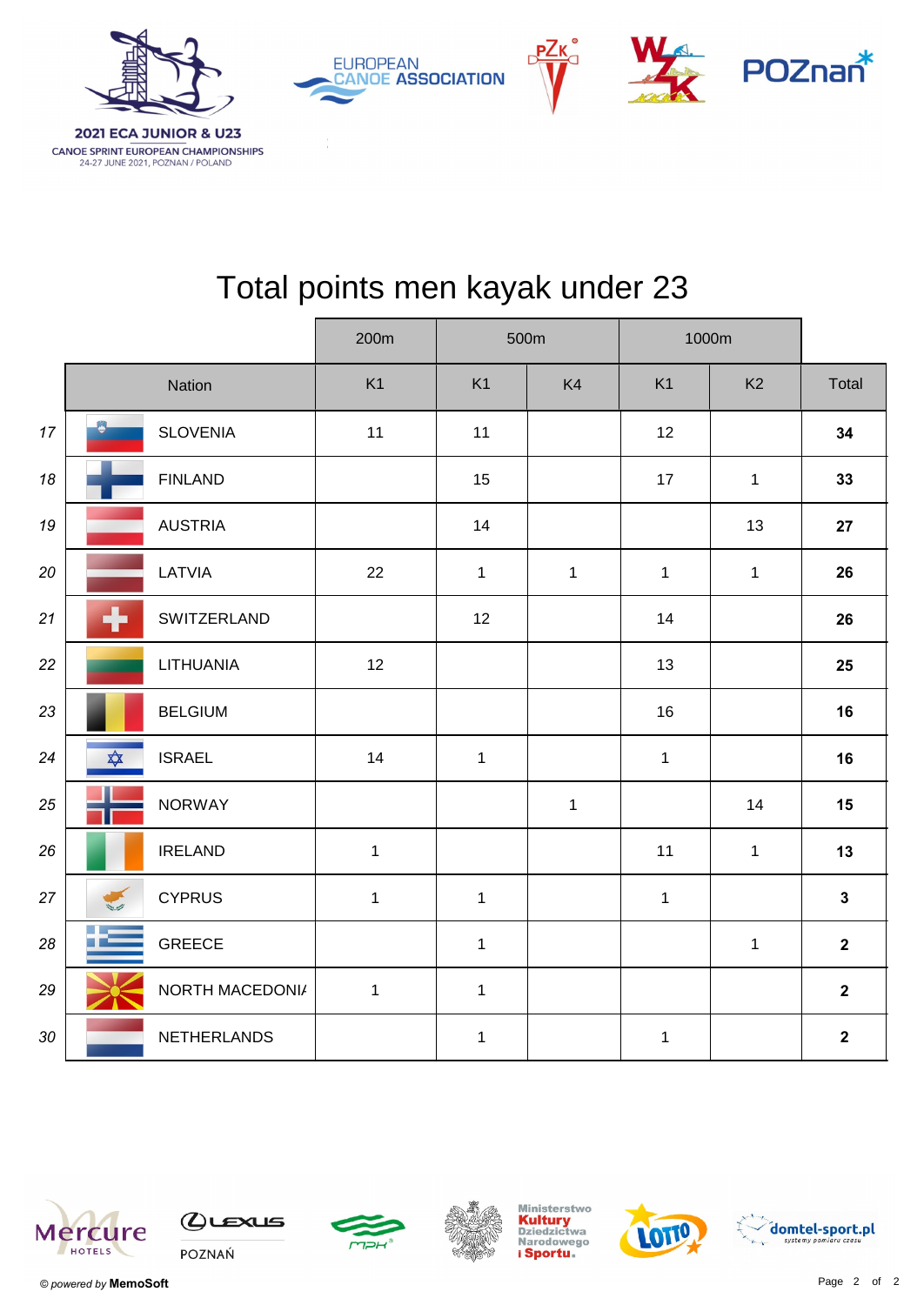2021 ECA JUNIOR & U23
CANOE SPRINT EUROPEAN CHAMPIONSHIPS
24-27 JUNE 2021, POZNAN / POLAND

# Total points men kayak under 23

| | Nation | 200m | 500m | | 1000m | | |
|---|---|---|---|---|---|---|---|
| | | K1 | K1 | K4 | K1 | K2 | Total |
| 17 | SLOVENIA | 11 | 11 | | 12 | | **34** |
| 18 | FINLAND | | 15 | | 17 | 1 | **33** |
| 19 | AUSTRIA | | 14 | | | 13 | **27** |
| 20 | LATVIA | 22 | 1 | 1 | 1 | 1 | **26** |
| 21 | SWITZERLAND | | 12 | | 14 | | **26** |
| 22 | LITHUANIA | 12 | | | 13 | | **25** |
| 23 | BELGIUM | | | | 16 | | **16** |
| 24 | ISRAEL | 14 | 1 | | 1 | | **16** |
| 25 | NORWAY | | | 1 | | 14 | **15** |
| 26 | IRELAND | 1 | | | 11 | 1 | **13** |
| 27 | CYPRUS | 1 | 1 | | 1 | | **3** |
| 28 | GREECE | | 1 | | | 1 | **2** |
| 29 | NORTH MACEDONI/ | 1 | 1 | | | | **2** |
| 30 | NETHERLANDS | | 1 | | 1 | | **2** |

© *powered by* **MemoSoft**